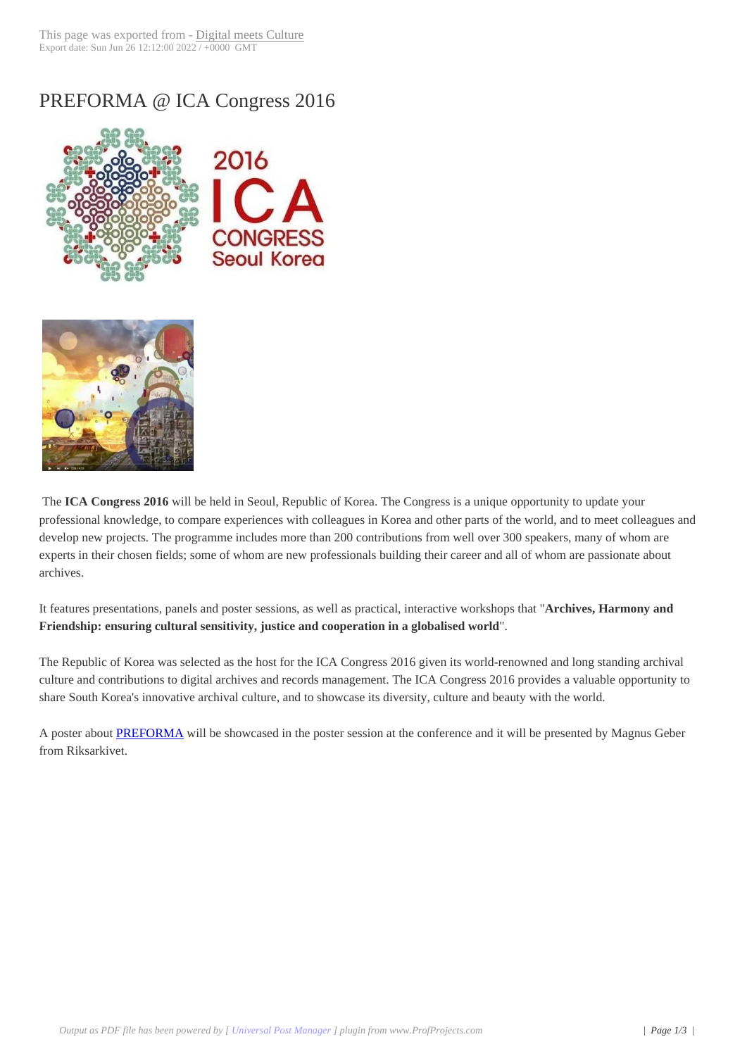# PREFORMA @ ICA Congress 2016

The **ICA Congress 2016** will be held in Seoul, Republic of Korea. The Congress is a unique opportunity to update your professional knowledge, to compare experiences with colleagues in Korea and other parts of the world, and to meet colleagues and develop new projects. The programme includes more than 200 contributions from well over 300 speakers, many of whom are experts in their chosen fields; some of whom are new professionals building their career and all of whom are passionate about archives.

It features presentations, panels and poster sessions, as well as practical, interactive workshops that "**Archives, Harmony and Friendship: ensuring cultural sensitivity, justice and cooperation in a globalised world**".

The Republic of Korea was selected as the host for the ICA Congress 2016 given its world-renowned and long standing archival culture and contributions to digital archives and records management. The ICA Congress 2016 provides a valuable opportunity to share South Korea's innovative archival culture, and to showcase its diversity, culture and beauty with the world.

A poster about PREFORMA will be showcased in the poster session at the conference and it will be presented by Magnus Geber from Riksarkivet.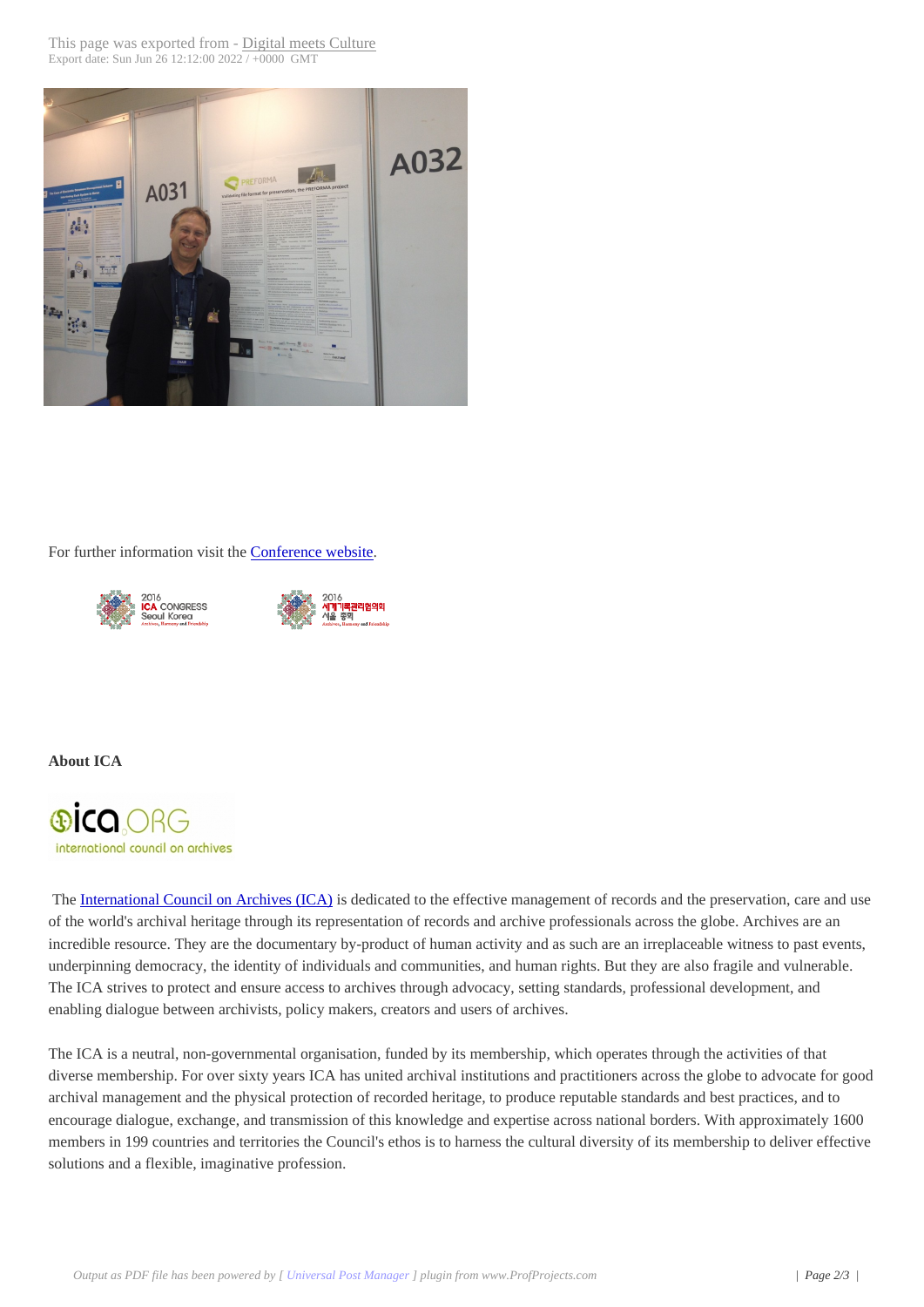For further information visit the Conference website.

**About ICA**

The International Council on Archives (ICA) is dedicated to the effective management of records and the preservation, care and use of the world's archival heritage through its representation of records and archive professionals across the globe. Archives are an incredible resource. They are the documentary by-product of human activity and as such are an irreplaceable witness to past events, underpinning democracy, the identity of individuals and communities, and human rights. But they are also fragile and vulnerable. The ICA strives to protect and ensure access to archives through advocacy, setting standards, professional development, and enabling dialogue between archivists, policy makers, creators and users of archives.

The ICA is a neutral, non-governmental organisation, funded by its membership, which operates through the activities of that diverse membership. For over sixty years ICA has united archival institutions and practitioners across the globe to advocate for good archival management and the physical protection of recorded heritage, to produce reputable standards and best practices, and to encourage dialogue, exchange, and transmission of this knowledge and expertise across national borders. With approximately 1600 members in 199 countries and territories the Council's ethos is to harness the cultural diversity of its membership to deliver effective solutions and a flexible, imaginative profession.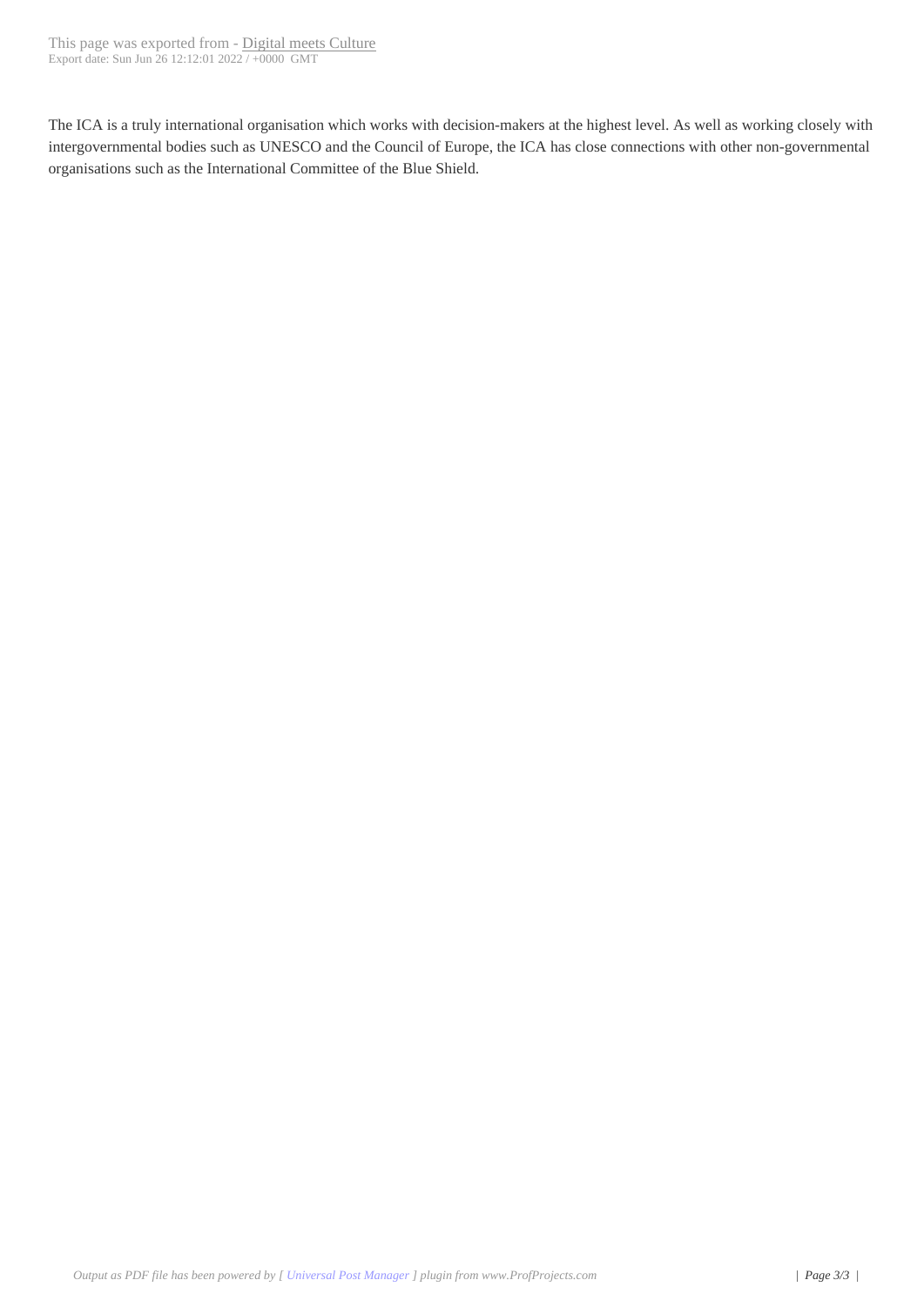The ICA is a truly international organisation which works with decision-makers at the highest level. As well as working closely with intergovernmental bodies such as UNESCO and the Council of Europe, the ICA has close connections with other non-governmental organisations such as the International Committee of the Blue Shield.